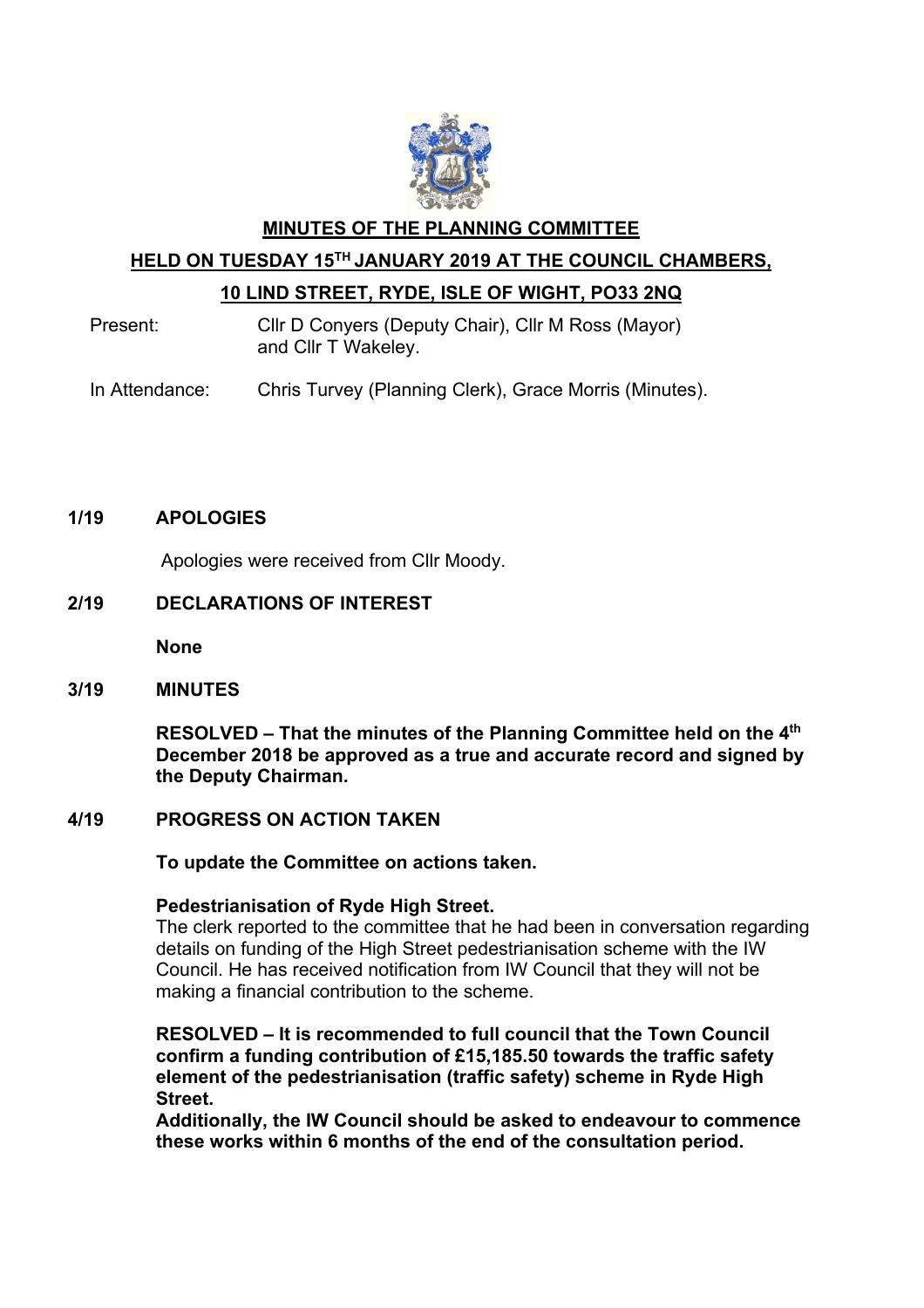# MINUTES OF THE PLANNING COMMITTEE

## HELD ON TUESDAY 15TH JANUARY 2019 AT THE COUNCIL CHAMBERS, 10 LIND STREET, RYDE, ISLE OF WIGHT, PO33 2NQ

Present: Cllr D Conyers (Deputy Chair), Cllr M Ross (Mayor) and Cllr T Wakeley.

In Attendance: Chris Turvey (Planning Clerk), Grace Morris (Minutes).

**1/19 APOLOGIES**

Apologies were received from Cllr Moody.

**2/19 DECLARATIONS OF INTEREST**

**None**

**3/19 MINUTES**

**RESOLVED – That the minutes of the Planning Committee held on the 4th December 2018 be approved as a true and accurate record and signed by the Deputy Chairman.**

**4/19 PROGRESS ON ACTION TAKEN**

**To update the Committee on actions taken.**

**Pedestrianisation of Ryde High Street.**

The clerk reported to the committee that he had been in conversation regarding details on funding of the High Street pedestrianisation scheme with the IW Council. He has received notification from IW Council that they will not be making a financial contribution to the scheme.

**RESOLVED – It is recommended to full council that the Town Council confirm a funding contribution of £15,185.50 towards the traffic safety element of the pedestrianisation (traffic safety) scheme in Ryde High Street.**

**Additionally, the IW Council should be asked to endeavour to commence these works within 6 months of the end of the consultation period.**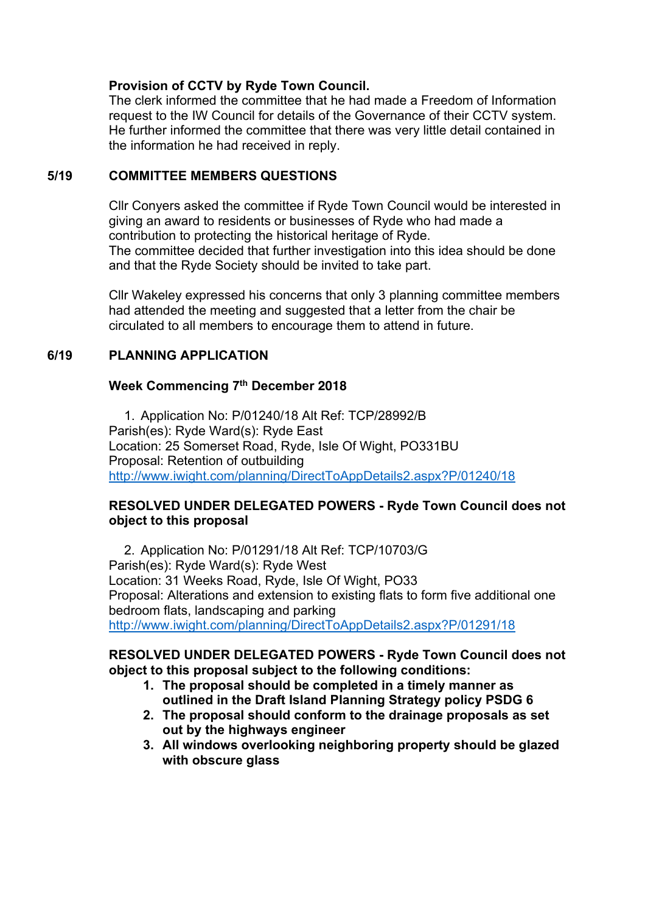**Provision of CCTV by Ryde Town Council.**
The clerk informed the committee that he had made a Freedom of Information request to the IW Council for details of the Governance of their CCTV system. He further informed the committee that there was very little detail contained in the information he had received in reply.

## 5/19 COMMITTEE MEMBERS QUESTIONS

Cllr Conyers asked the committee if Ryde Town Council would be interested in giving an award to residents or businesses of Ryde who had made a contribution to protecting the historical heritage of Ryde.
The committee decided that further investigation into this idea should be done and that the Ryde Society should be invited to take part.

Cllr Wakeley expressed his concerns that only 3 planning committee members had attended the meeting and suggested that a letter from the chair be circulated to all members to encourage them to attend in future.

## 6/19 PLANNING APPLICATION

**Week Commencing 7th December 2018**

1. Application No: P/01240/18 Alt Ref: TCP/28992/B
Parish(es): Ryde Ward(s): Ryde East
Location: 25 Somerset Road, Ryde, Isle Of Wight, PO331BU
Proposal: Retention of outbuilding
http://www.iwight.com/planning/DirectToAppDetails2.aspx?P/01240/18

**RESOLVED UNDER DELEGATED POWERS - Ryde Town Council does not object to this proposal**

2. Application No: P/01291/18 Alt Ref: TCP/10703/G
Parish(es): Ryde Ward(s): Ryde West
Location: 31 Weeks Road, Ryde, Isle Of Wight, PO33
Proposal: Alterations and extension to existing flats to form five additional one bedroom flats, landscaping and parking
http://www.iwight.com/planning/DirectToAppDetails2.aspx?P/01291/18

**RESOLVED UNDER DELEGATED POWERS - Ryde Town Council does not object to this proposal subject to the following conditions:**

1. **The proposal should be completed in a timely manner as outlined in the Draft Island Planning Strategy policy PSDG 6**
2. **The proposal should conform to the drainage proposals as set out by the highways engineer**
3. **All windows overlooking neighboring property should be glazed with obscure glass**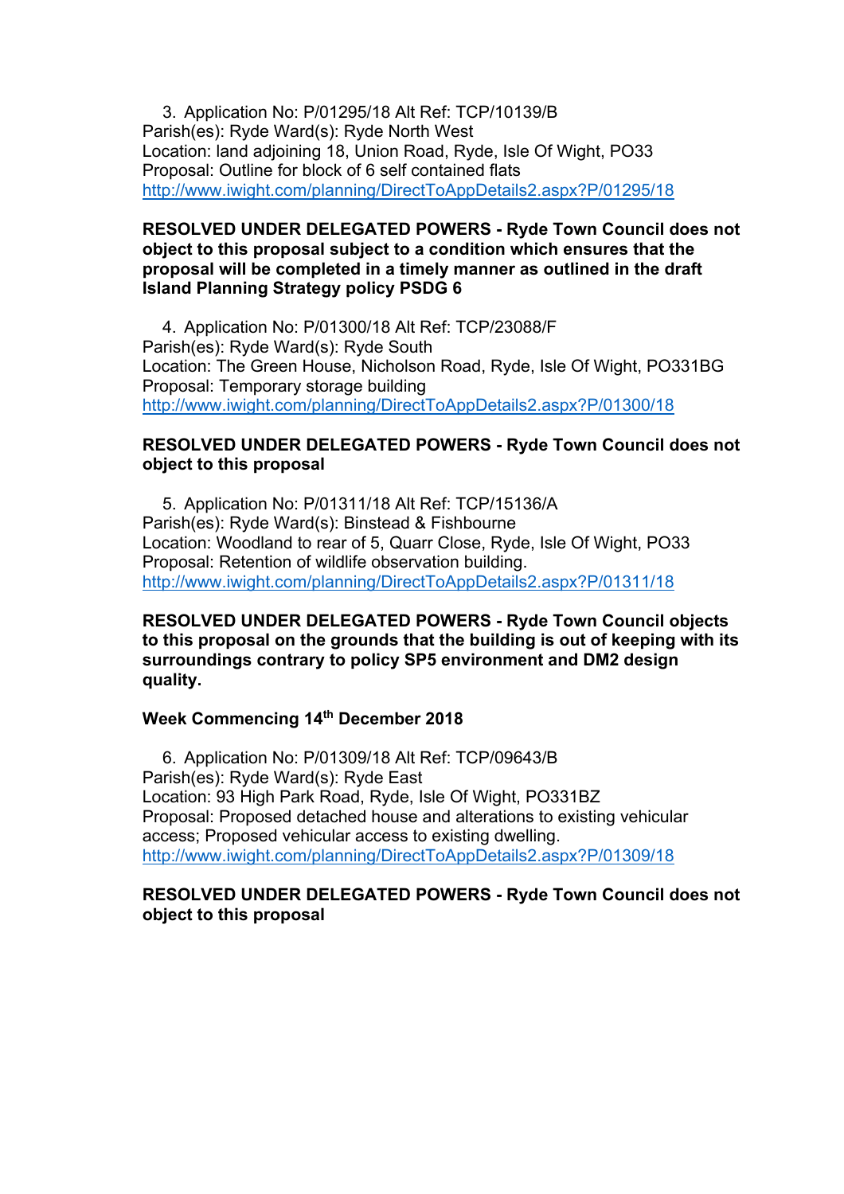3. Application No: P/01295/18 Alt Ref: TCP/10139/B
Parish(es): Ryde Ward(s): Ryde North West
Location: land adjoining 18, Union Road, Ryde, Isle Of Wight, PO33
Proposal: Outline for block of 6 self contained flats
http://www.iwight.com/planning/DirectToAppDetails2.aspx?P/01295/18

**RESOLVED UNDER DELEGATED POWERS - Ryde Town Council does not object to this proposal subject to a condition which ensures that the proposal will be completed in a timely manner as outlined in the draft Island Planning Strategy policy PSDG 6**

4. Application No: P/01300/18 Alt Ref: TCP/23088/F
Parish(es): Ryde Ward(s): Ryde South
Location: The Green House, Nicholson Road, Ryde, Isle Of Wight, PO331BG
Proposal: Temporary storage building
http://www.iwight.com/planning/DirectToAppDetails2.aspx?P/01300/18

**RESOLVED UNDER DELEGATED POWERS - Ryde Town Council does not object to this proposal**

5. Application No: P/01311/18 Alt Ref: TCP/15136/A
Parish(es): Ryde Ward(s): Binstead & Fishbourne
Location: Woodland to rear of 5, Quarr Close, Ryde, Isle Of Wight, PO33
Proposal: Retention of wildlife observation building.
http://www.iwight.com/planning/DirectToAppDetails2.aspx?P/01311/18

**RESOLVED UNDER DELEGATED POWERS - Ryde Town Council objects to this proposal on the grounds that the building is out of keeping with its surroundings contrary to policy SP5 environment and DM2 design quality.**

**Week Commencing 14th December 2018**

6. Application No: P/01309/18 Alt Ref: TCP/09643/B
Parish(es): Ryde Ward(s): Ryde East
Location: 93 High Park Road, Ryde, Isle Of Wight, PO331BZ
Proposal: Proposed detached house and alterations to existing vehicular access; Proposed vehicular access to existing dwelling.
http://www.iwight.com/planning/DirectToAppDetails2.aspx?P/01309/18

**RESOLVED UNDER DELEGATED POWERS - Ryde Town Council does not object to this proposal**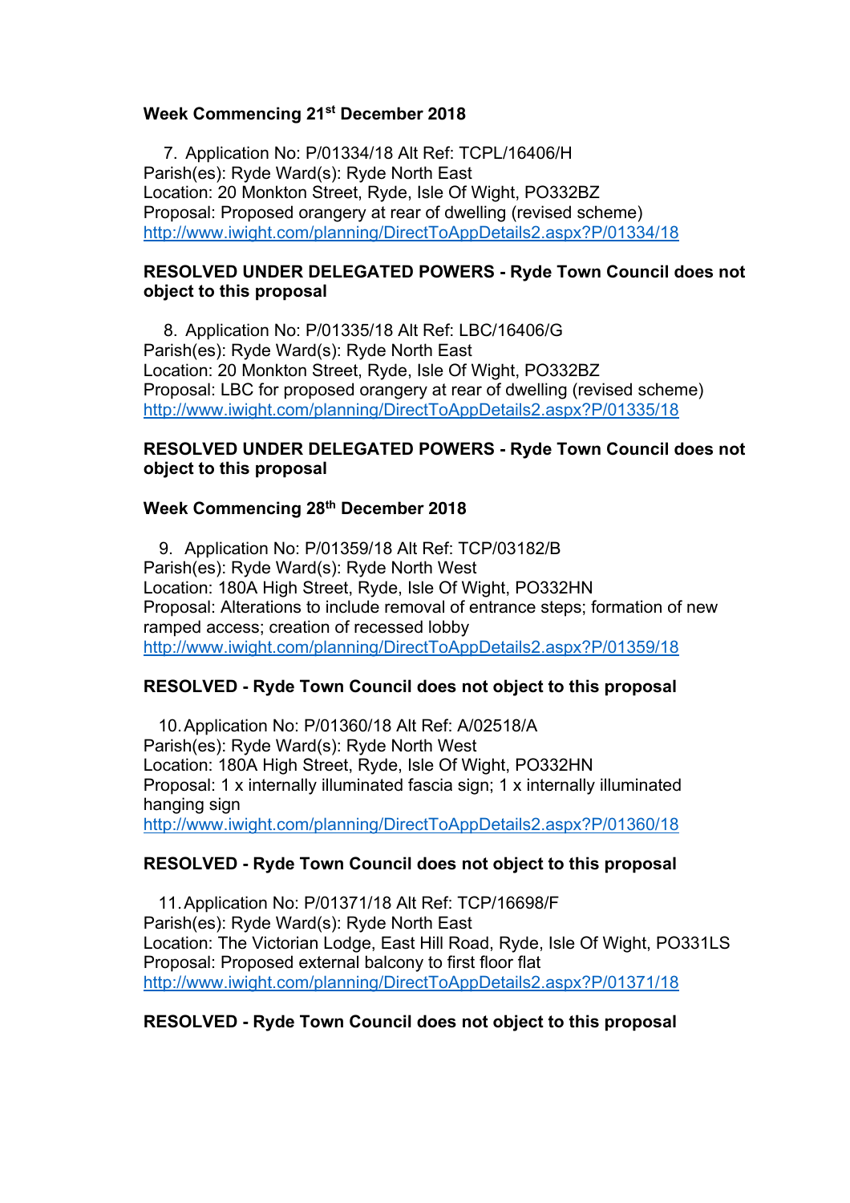**Week Commencing 21st December 2018**

7. Application No: P/01334/18 Alt Ref: TCPL/16406/H
Parish(es): Ryde Ward(s): Ryde North East
Location: 20 Monkton Street, Ryde, Isle Of Wight, PO332BZ
Proposal: Proposed orangery at rear of dwelling (revised scheme)
http://www.iwight.com/planning/DirectToAppDetails2.aspx?P/01334/18

**RESOLVED UNDER DELEGATED POWERS - Ryde Town Council does not object to this proposal**

8. Application No: P/01335/18 Alt Ref: LBC/16406/G
Parish(es): Ryde Ward(s): Ryde North East
Location: 20 Monkton Street, Ryde, Isle Of Wight, PO332BZ
Proposal: LBC for proposed orangery at rear of dwelling (revised scheme)
http://www.iwight.com/planning/DirectToAppDetails2.aspx?P/01335/18

**RESOLVED UNDER DELEGATED POWERS - Ryde Town Council does not object to this proposal**

**Week Commencing 28th December 2018**

9. Application No: P/01359/18 Alt Ref: TCP/03182/B
Parish(es): Ryde Ward(s): Ryde North West
Location: 180A High Street, Ryde, Isle Of Wight, PO332HN
Proposal: Alterations to include removal of entrance steps; formation of new ramped access; creation of recessed lobby
http://www.iwight.com/planning/DirectToAppDetails2.aspx?P/01359/18

**RESOLVED - Ryde Town Council does not object to this proposal**

10. Application No: P/01360/18 Alt Ref: A/02518/A
Parish(es): Ryde Ward(s): Ryde North West
Location: 180A High Street, Ryde, Isle Of Wight, PO332HN
Proposal: 1 x internally illuminated fascia sign; 1 x internally illuminated hanging sign
http://www.iwight.com/planning/DirectToAppDetails2.aspx?P/01360/18

**RESOLVED - Ryde Town Council does not object to this proposal**

11. Application No: P/01371/18 Alt Ref: TCP/16698/F
Parish(es): Ryde Ward(s): Ryde North East
Location: The Victorian Lodge, East Hill Road, Ryde, Isle Of Wight, PO331LS
Proposal: Proposed external balcony to first floor flat
http://www.iwight.com/planning/DirectToAppDetails2.aspx?P/01371/18

**RESOLVED - Ryde Town Council does not object to this proposal**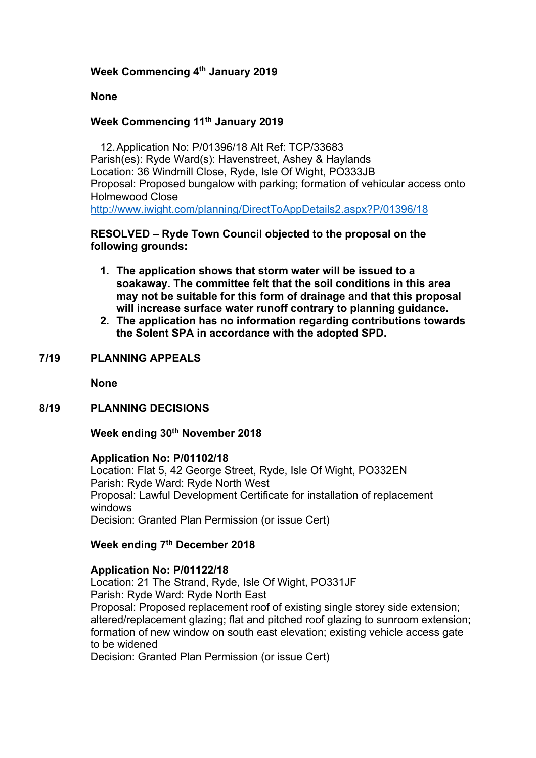**Week Commencing 4th January 2019**

**None**

**Week Commencing 11th January 2019**

12. Application No: P/01396/18 Alt Ref: TCP/33683
Parish(es): Ryde Ward(s): Havenstreet, Ashey & Haylands
Location: 36 Windmill Close, Ryde, Isle Of Wight, PO333JB
Proposal: Proposed bungalow with parking; formation of vehicular access onto Holmewood Close
http://www.iwight.com/planning/DirectToAppDetails2.aspx?P/01396/18

**RESOLVED – Ryde Town Council objected to the proposal on the following grounds:**

1. **The application shows that storm water will be issued to a soakaway. The committee felt that the soil conditions in this area may not be suitable for this form of drainage and that this proposal will increase surface water runoff contrary to planning guidance.**
2. **The application has no information regarding contributions towards the Solent SPA in accordance with the adopted SPD.**

## 7/19 PLANNING APPEALS

**None**

## 8/19 PLANNING DECISIONS

**Week ending 30th November 2018**

**Application No: P/01102/18**
Location: Flat 5, 42 George Street, Ryde, Isle Of Wight, PO332EN
Parish: Ryde Ward: Ryde North West
Proposal: Lawful Development Certificate for installation of replacement windows
Decision: Granted Plan Permission (or issue Cert)

**Week ending 7th December 2018**

**Application No: P/01122/18**
Location: 21 The Strand, Ryde, Isle Of Wight, PO331JF
Parish: Ryde Ward: Ryde North East
Proposal: Proposed replacement roof of existing single storey side extension; altered/replacement glazing; flat and pitched roof glazing to sunroom extension; formation of new window on south east elevation; existing vehicle access gate to be widened
Decision: Granted Plan Permission (or issue Cert)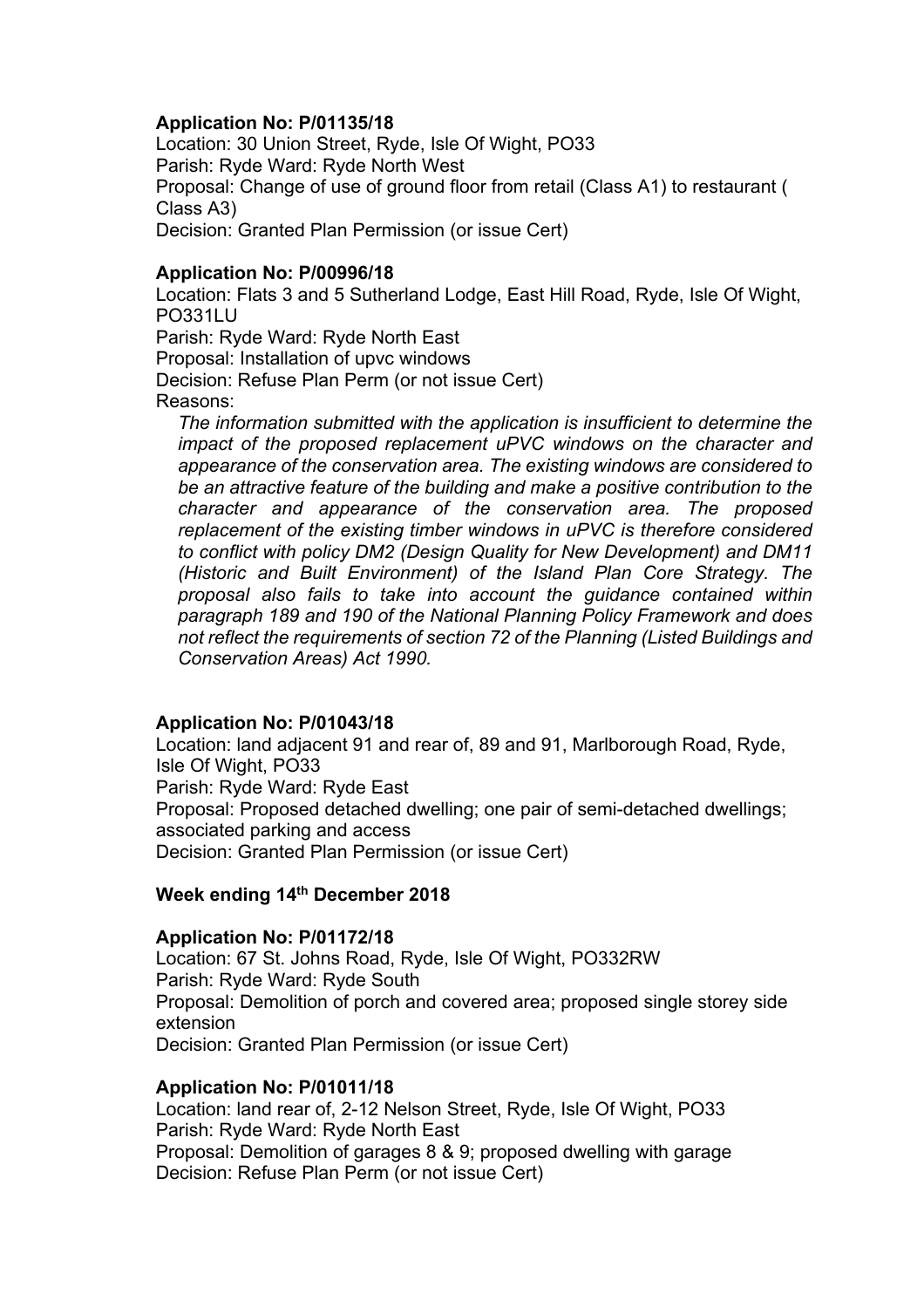**Application No: P/01135/18**
Location: 30 Union Street, Ryde, Isle Of Wight, PO33
Parish: Ryde Ward: Ryde North West
Proposal: Change of use of ground floor from retail (Class A1) to restaurant ( Class A3)
Decision: Granted Plan Permission (or issue Cert)

**Application No: P/00996/18**
Location: Flats 3 and 5 Sutherland Lodge, East Hill Road, Ryde, Isle Of Wight, PO331LU
Parish: Ryde Ward: Ryde North East
Proposal: Installation of upvc windows
Decision: Refuse Plan Perm (or not issue Cert)
Reasons:

*The information submitted with the application is insufficient to determine the impact of the proposed replacement uPVC windows on the character and appearance of the conservation area. The existing windows are considered to be an attractive feature of the building and make a positive contribution to the character and appearance of the conservation area. The proposed replacement of the existing timber windows in uPVC is therefore considered to conflict with policy DM2 (Design Quality for New Development) and DM11 (Historic and Built Environment) of the Island Plan Core Strategy. The proposal also fails to take into account the guidance contained within paragraph 189 and 190 of the National Planning Policy Framework and does not reflect the requirements of section 72 of the Planning (Listed Buildings and Conservation Areas) Act 1990.*

**Application No: P/01043/18**
Location: land adjacent 91 and rear of, 89 and 91, Marlborough Road, Ryde, Isle Of Wight, PO33
Parish: Ryde Ward: Ryde East
Proposal: Proposed detached dwelling; one pair of semi-detached dwellings; associated parking and access
Decision: Granted Plan Permission (or issue Cert)

**Week ending 14th December 2018**

**Application No: P/01172/18**
Location: 67 St. Johns Road, Ryde, Isle Of Wight, PO332RW
Parish: Ryde Ward: Ryde South
Proposal: Demolition of porch and covered area; proposed single storey side extension
Decision: Granted Plan Permission (or issue Cert)

**Application No: P/01011/18**
Location: land rear of, 2-12 Nelson Street, Ryde, Isle Of Wight, PO33
Parish: Ryde Ward: Ryde North East
Proposal: Demolition of garages 8 & 9; proposed dwelling with garage
Decision: Refuse Plan Perm (or not issue Cert)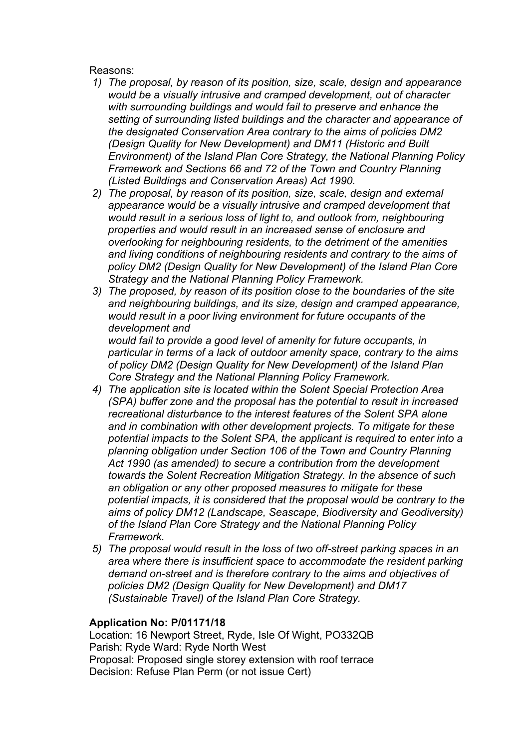Reasons:

1) *The proposal, by reason of its position, size, scale, design and appearance would be a visually intrusive and cramped development, out of character with surrounding buildings and would fail to preserve and enhance the setting of surrounding listed buildings and the character and appearance of the designated Conservation Area contrary to the aims of policies DM2 (Design Quality for New Development) and DM11 (Historic and Built Environment) of the Island Plan Core Strategy, the National Planning Policy Framework and Sections 66 and 72 of the Town and Country Planning (Listed Buildings and Conservation Areas) Act 1990.*
2) *The proposal, by reason of its position, size, scale, design and external appearance would be a visually intrusive and cramped development that would result in a serious loss of light to, and outlook from, neighbouring properties and would result in an increased sense of enclosure and overlooking for neighbouring residents, to the detriment of the amenities and living conditions of neighbouring residents and contrary to the aims of policy DM2 (Design Quality for New Development) of the Island Plan Core Strategy and the National Planning Policy Framework.*
3) *The proposed, by reason of its position close to the boundaries of the site and neighbouring buildings, and its size, design and cramped appearance, would result in a poor living environment for future occupants of the development and*
   *would fail to provide a good level of amenity for future occupants, in particular in terms of a lack of outdoor amenity space, contrary to the aims of policy DM2 (Design Quality for New Development) of the Island Plan Core Strategy and the National Planning Policy Framework.*
4) *The application site is located within the Solent Special Protection Area (SPA) buffer zone and the proposal has the potential to result in increased recreational disturbance to the interest features of the Solent SPA alone and in combination with other development projects. To mitigate for these potential impacts to the Solent SPA, the applicant is required to enter into a planning obligation under Section 106 of the Town and Country Planning Act 1990 (as amended) to secure a contribution from the development towards the Solent Recreation Mitigation Strategy. In the absence of such an obligation or any other proposed measures to mitigate for these potential impacts, it is considered that the proposal would be contrary to the aims of policy DM12 (Landscape, Seascape, Biodiversity and Geodiversity) of the Island Plan Core Strategy and the National Planning Policy Framework.*
5) *The proposal would result in the loss of two off-street parking spaces in an area where there is insufficient space to accommodate the resident parking demand on-street and is therefore contrary to the aims and objectives of policies DM2 (Design Quality for New Development) and DM17 (Sustainable Travel) of the Island Plan Core Strategy.*

**Application No: P/01171/18**

Location: 16 Newport Street, Ryde, Isle Of Wight, PO332QB
Parish: Ryde Ward: Ryde North West
Proposal: Proposed single storey extension with roof terrace
Decision: Refuse Plan Perm (or not issue Cert)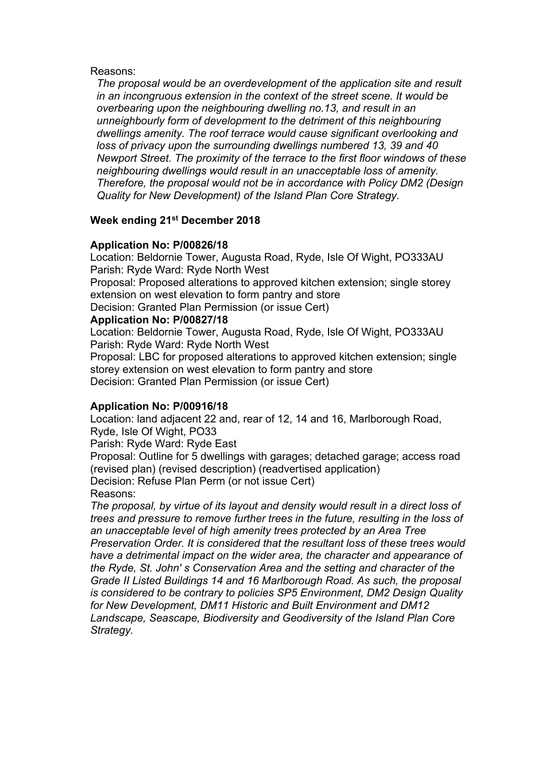Reasons:

*The proposal would be an overdevelopment of the application site and result in an incongruous extension in the context of the street scene. It would be overbearing upon the neighbouring dwelling no.13, and result in an unneighbourly form of development to the detriment of this neighbouring dwellings amenity. The roof terrace would cause significant overlooking and loss of privacy upon the surrounding dwellings numbered 13, 39 and 40 Newport Street. The proximity of the terrace to the first floor windows of these neighbouring dwellings would result in an unacceptable loss of amenity. Therefore, the proposal would not be in accordance with Policy DM2 (Design Quality for New Development) of the Island Plan Core Strategy.*

**Week ending 21st December 2018**

**Application No: P/00826/18**
Location: Beldornie Tower, Augusta Road, Ryde, Isle Of Wight, PO333AU
Parish: Ryde Ward: Ryde North West
Proposal: Proposed alterations to approved kitchen extension; single storey extension on west elevation to form pantry and store
Decision: Granted Plan Permission (or issue Cert)

**Application No: P/00827/18**
Location: Beldornie Tower, Augusta Road, Ryde, Isle Of Wight, PO333AU
Parish: Ryde Ward: Ryde North West
Proposal: LBC for proposed alterations to approved kitchen extension; single storey extension on west elevation to form pantry and store
Decision: Granted Plan Permission (or issue Cert)

**Application No: P/00916/18**
Location: land adjacent 22 and, rear of 12, 14 and 16, Marlborough Road, Ryde, Isle Of Wight, PO33
Parish: Ryde Ward: Ryde East
Proposal: Outline for 5 dwellings with garages; detached garage; access road (revised plan) (revised description) (readvertised application)
Decision: Refuse Plan Perm (or not issue Cert)
Reasons:
*The proposal, by virtue of its layout and density would result in a direct loss of trees and pressure to remove further trees in the future, resulting in the loss of an unacceptable level of high amenity trees protected by an Area Tree Preservation Order. It is considered that the resultant loss of these trees would have a detrimental impact on the wider area, the character and appearance of the Ryde, St. John' s Conservation Area and the setting and character of the Grade II Listed Buildings 14 and 16 Marlborough Road. As such, the proposal is considered to be contrary to policies SP5 Environment, DM2 Design Quality for New Development, DM11 Historic and Built Environment and DM12 Landscape, Seascape, Biodiversity and Geodiversity of the Island Plan Core Strategy.*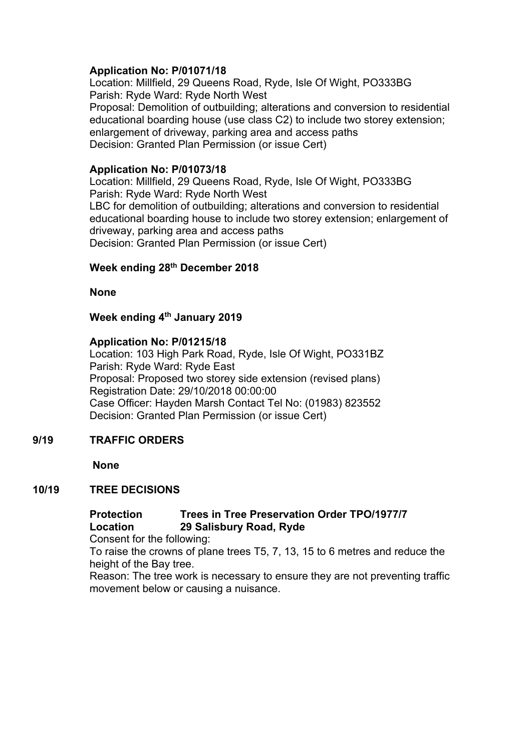**Application No: P/01071/18**
Location: Millfield, 29 Queens Road, Ryde, Isle Of Wight, PO333BG
Parish: Ryde Ward: Ryde North West
Proposal: Demolition of outbuilding; alterations and conversion to residential educational boarding house (use class C2) to include two storey extension; enlargement of driveway, parking area and access paths
Decision: Granted Plan Permission (or issue Cert)

**Application No: P/01073/18**
Location: Millfield, 29 Queens Road, Ryde, Isle Of Wight, PO333BG
Parish: Ryde Ward: Ryde North West
LBC for demolition of outbuilding; alterations and conversion to residential educational boarding house to include two storey extension; enlargement of driveway, parking area and access paths
Decision: Granted Plan Permission (or issue Cert)

**Week ending 28th December 2018**

**None**

**Week ending 4th January 2019**

**Application No: P/01215/18**
Location: 103 High Park Road, Ryde, Isle Of Wight, PO331BZ
Parish: Ryde Ward: Ryde East
Proposal: Proposed two storey side extension (revised plans)
Registration Date: 29/10/2018 00:00:00
Case Officer: Hayden Marsh Contact Tel No: (01983) 823552
Decision: Granted Plan Permission (or issue Cert)

## 9/19 TRAFFIC ORDERS

**None**

## 10/19 TREE DECISIONS

**Protection** **Trees in Tree Preservation Order TPO/1977/7**
**Location** **29 Salisbury Road, Ryde**

Consent for the following:
To raise the crowns of plane trees T5, 7, 13, 15 to 6 metres and reduce the height of the Bay tree.
Reason: The tree work is necessary to ensure they are not preventing traffic movement below or causing a nuisance.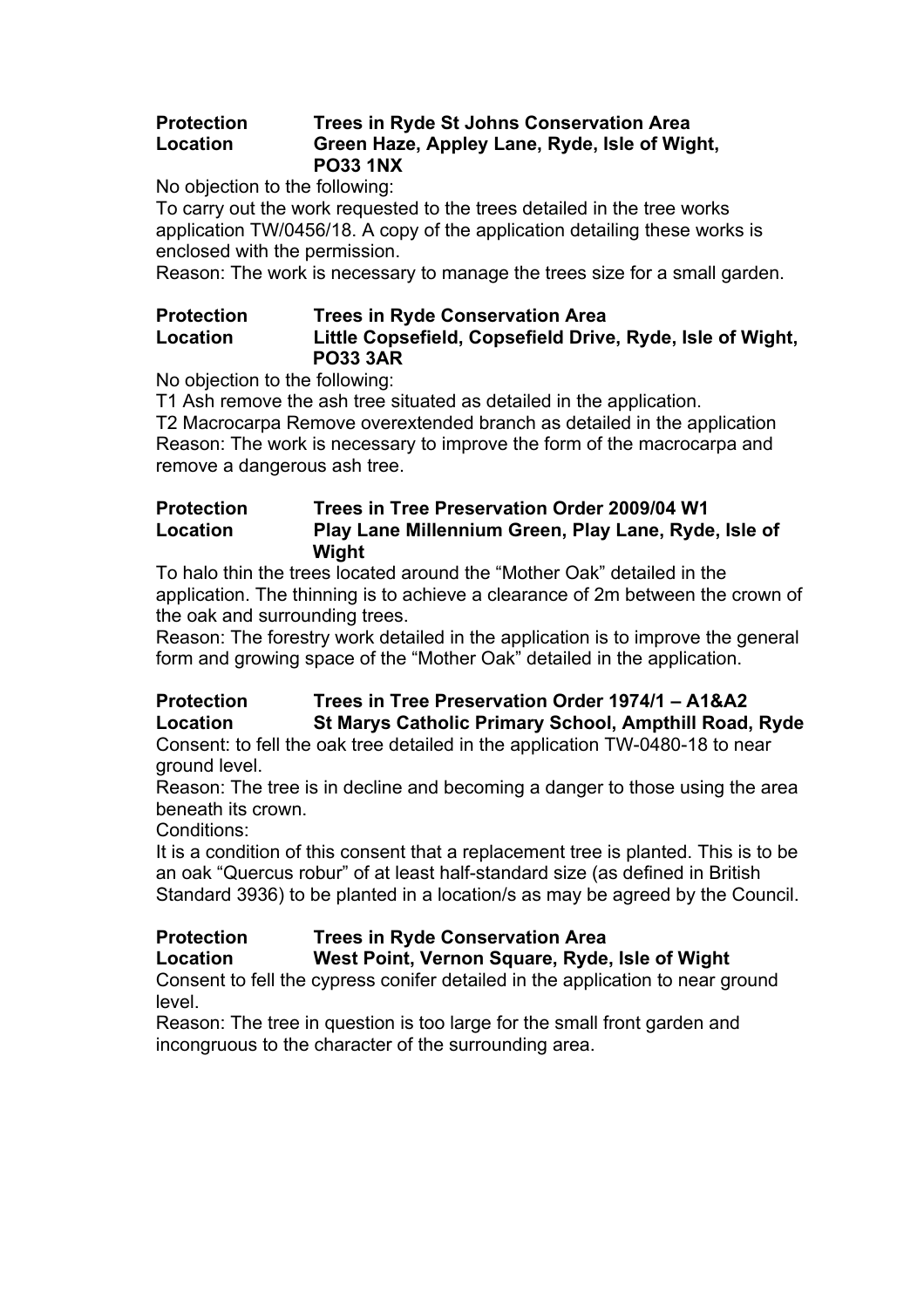**Protection** **Trees in Ryde St Johns Conservation Area**
**Location** **Green Haze, Appley Lane, Ryde, Isle of Wight, PO33 1NX**

No objection to the following:
To carry out the work requested to the trees detailed in the tree works application TW/0456/18. A copy of the application detailing these works is enclosed with the permission.
Reason: The work is necessary to manage the trees size for a small garden.

**Protection** **Trees in Ryde Conservation Area**
**Location** **Little Copsefield, Copsefield Drive, Ryde, Isle of Wight, PO33 3AR**

No objection to the following:
T1 Ash remove the ash tree situated as detailed in the application.
T2 Macrocarpa Remove overextended branch as detailed in the application
Reason: The work is necessary to improve the form of the macrocarpa and remove a dangerous ash tree.

**Protection** **Trees in Tree Preservation Order 2009/04 W1**
**Location** **Play Lane Millennium Green, Play Lane, Ryde, Isle of Wight**

To halo thin the trees located around the "Mother Oak" detailed in the application. The thinning is to achieve a clearance of 2m between the crown of the oak and surrounding trees.
Reason: The forestry work detailed in the application is to improve the general form and growing space of the "Mother Oak" detailed in the application.

**Protection** **Trees in Tree Preservation Order 1974/1 – A1&A2**
**Location** **St Marys Catholic Primary School, Ampthill Road, Ryde**

Consent: to fell the oak tree detailed in the application TW-0480-18 to near ground level.
Reason: The tree is in decline and becoming a danger to those using the area beneath its crown.
Conditions:
It is a condition of this consent that a replacement tree is planted. This is to be an oak "Quercus robur" of at least half-standard size (as defined in British Standard 3936) to be planted in a location/s as may be agreed by the Council.

**Protection** **Trees in Ryde Conservation Area**
**Location** **West Point, Vernon Square, Ryde, Isle of Wight**

Consent to fell the cypress conifer detailed in the application to near ground level.
Reason: The tree in question is too large for the small front garden and incongruous to the character of the surrounding area.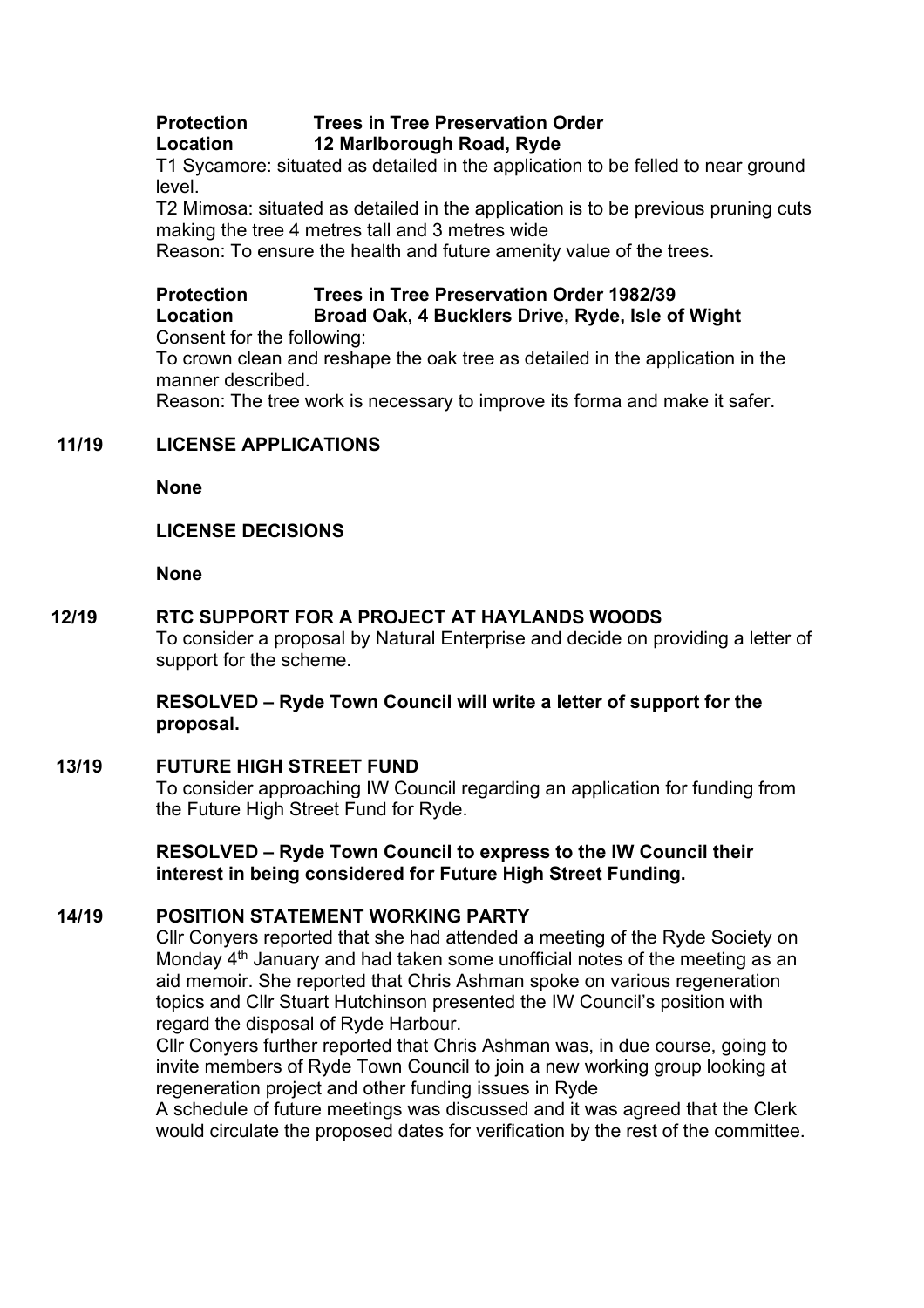**Protection** **Trees in Tree Preservation Order**
**Location** **12 Marlborough Road, Ryde**

T1 Sycamore: situated as detailed in the application to be felled to near ground level.

T2 Mimosa: situated as detailed in the application is to be previous pruning cuts making the tree 4 metres tall and 3 metres wide

Reason: To ensure the health and future amenity value of the trees.

**Protection** **Trees in Tree Preservation Order 1982/39**
**Location** **Broad Oak, 4 Bucklers Drive, Ryde, Isle of Wight**

Consent for the following:

To crown clean and reshape the oak tree as detailed in the application in the manner described.

Reason: The tree work is necessary to improve its forma and make it safer.

**11/19 LICENSE APPLICATIONS**

**None**

**LICENSE DECISIONS**

**None**

**12/19 RTC SUPPORT FOR A PROJECT AT HAYLANDS WOODS**

To consider a proposal by Natural Enterprise and decide on providing a letter of support for the scheme.

**RESOLVED – Ryde Town Council will write a letter of support for the proposal.**

**13/19 FUTURE HIGH STREET FUND**

To consider approaching IW Council regarding an application for funding from the Future High Street Fund for Ryde.

**RESOLVED – Ryde Town Council to express to the IW Council their interest in being considered for Future High Street Funding.**

**14/19 POSITION STATEMENT WORKING PARTY**

Cllr Conyers reported that she had attended a meeting of the Ryde Society on Monday 4th January and had taken some unofficial notes of the meeting as an aid memoir. She reported that Chris Ashman spoke on various regeneration topics and Cllr Stuart Hutchinson presented the IW Council's position with regard the disposal of Ryde Harbour.

Cllr Conyers further reported that Chris Ashman was, in due course, going to invite members of Ryde Town Council to join a new working group looking at regeneration project and other funding issues in Ryde

A schedule of future meetings was discussed and it was agreed that the Clerk would circulate the proposed dates for verification by the rest of the committee.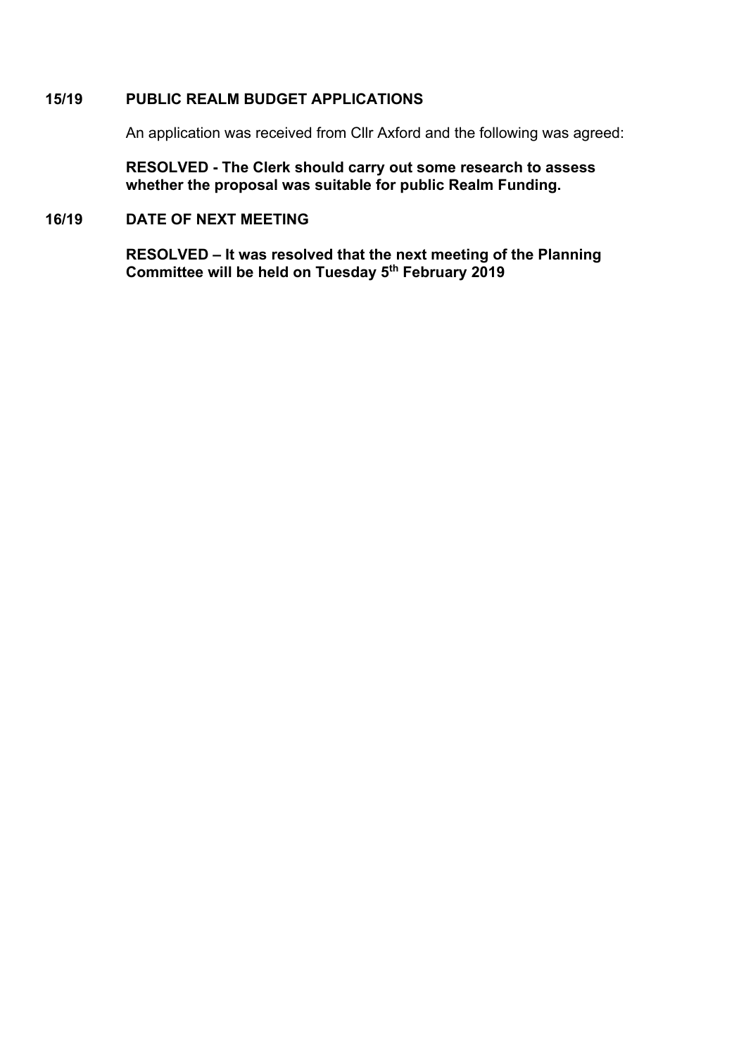## 15/19 PUBLIC REALM BUDGET APPLICATIONS

An application was received from Cllr Axford and the following was agreed:

**RESOLVED - The Clerk should carry out some research to assess whether the proposal was suitable for public Realm Funding.**

## 16/19 DATE OF NEXT MEETING

**RESOLVED – It was resolved that the next meeting of the Planning Committee will be held on Tuesday 5th February 2019**